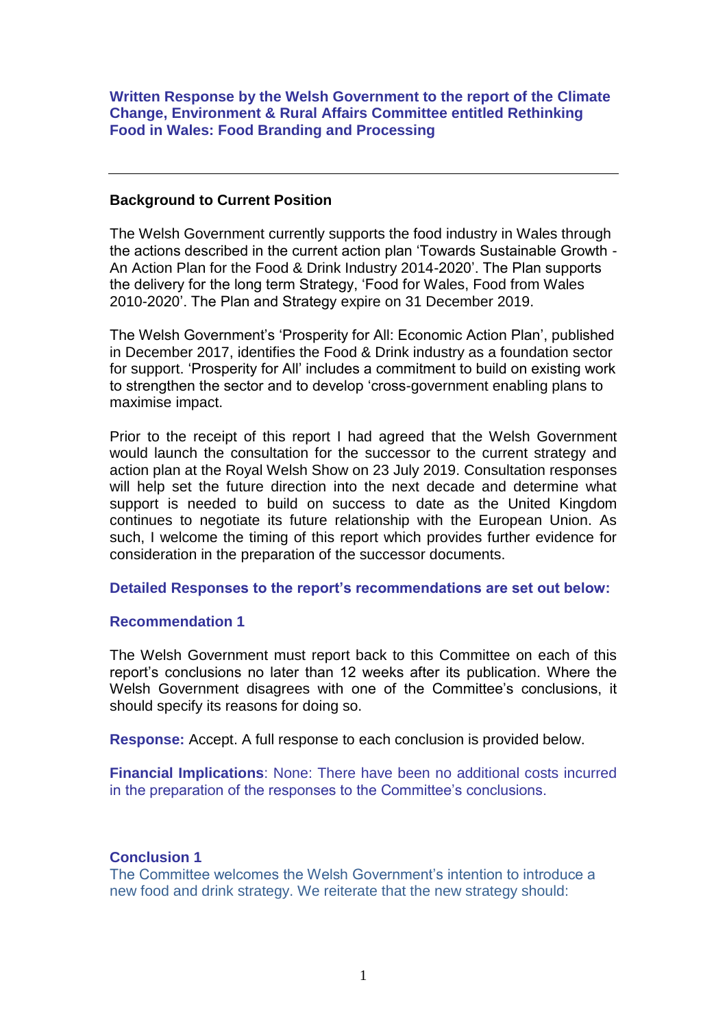**Written Response by the Welsh Government to the report of the Climate Change, Environment & Rural Affairs Committee entitled Rethinking Food in Wales: Food Branding and Processing**

---

**Background to Current Position**

The Welsh Government currently supports the food industry in Wales through the actions described in the current action plan 'Towards Sustainable Growth - An Action Plan for the Food & Drink Industry 2014-2020'. The Plan supports the delivery for the long term Strategy, 'Food for Wales, Food from Wales 2010-2020'. The Plan and Strategy expire on 31 December 2019.

The Welsh Government's 'Prosperity for All: Economic Action Plan', published in December 2017, identifies the Food & Drink industry as a foundation sector for support. 'Prosperity for All' includes a commitment to build on existing work to strengthen the sector and to develop 'cross-government enabling plans to maximise impact.

Prior to the receipt of this report I had agreed that the Welsh Government would launch the consultation for the successor to the current strategy and action plan at the Royal Welsh Show on 23 July 2019. Consultation responses will help set the future direction into the next decade and determine what support is needed to build on success to date as the United Kingdom continues to negotiate its future relationship with the European Union. As such, I welcome the timing of this report which provides further evidence for consideration in the preparation of the successor documents.

**Detailed Responses to the report's recommendations are set out below:**

**Recommendation 1**

The Welsh Government must report back to this Committee on each of this report's conclusions no later than 12 weeks after its publication. Where the Welsh Government disagrees with one of the Committee's conclusions, it should specify its reasons for doing so.

**Response:** Accept. A full response to each conclusion is provided below.

**Financial Implications**: None: There have been no additional costs incurred in the preparation of the responses to the Committee's conclusions.

**Conclusion 1**
The Committee welcomes the Welsh Government's intention to introduce a new food and drink strategy. We reiterate that the new strategy should: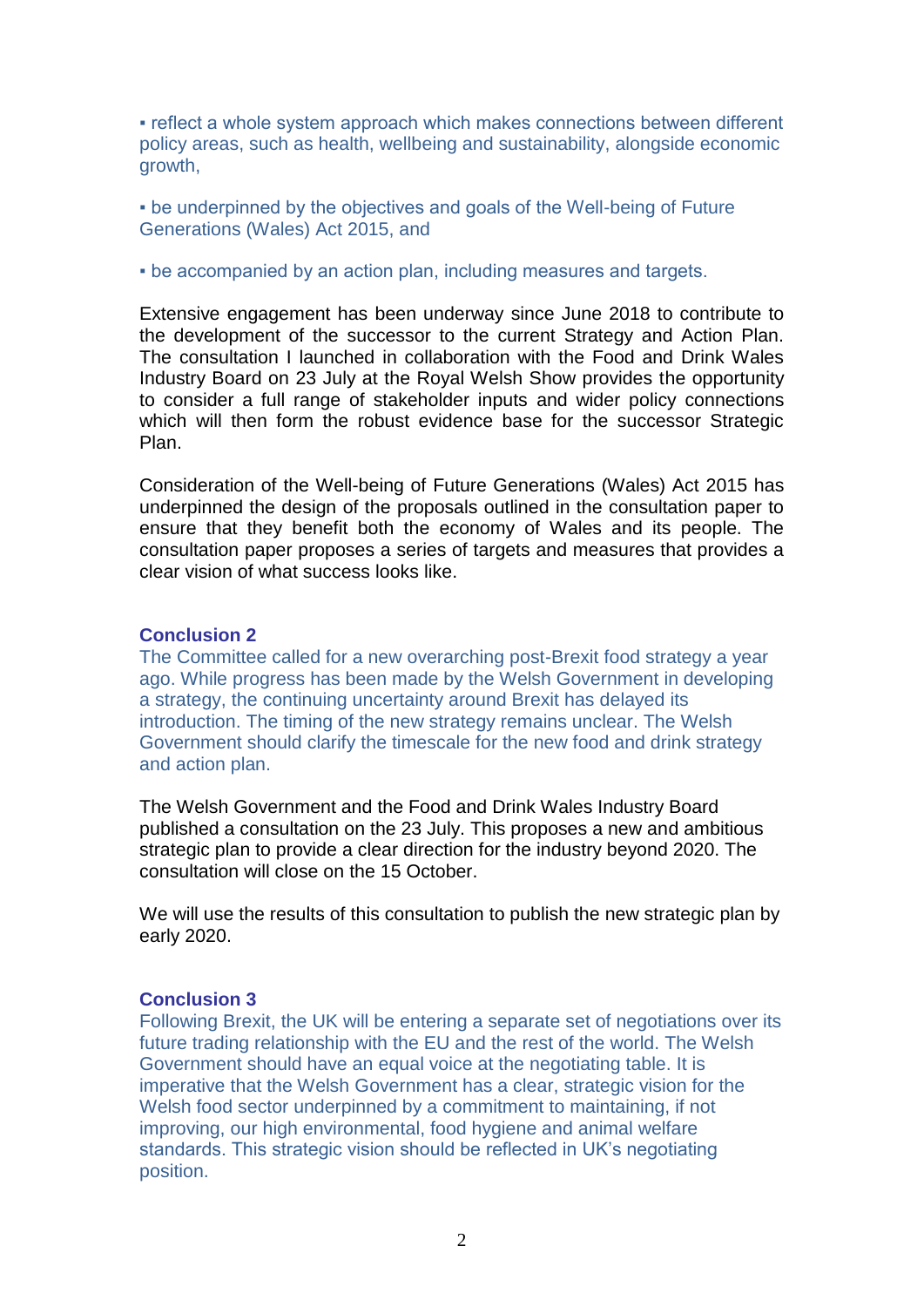▪ reflect a whole system approach which makes connections between different policy areas, such as health, wellbeing and sustainability, alongside economic growth,

▪ be underpinned by the objectives and goals of the Well-being of Future Generations (Wales) Act 2015, and

▪ be accompanied by an action plan, including measures and targets.

Extensive engagement has been underway since June 2018 to contribute to the development of the successor to the current Strategy and Action Plan. The consultation I launched in collaboration with the Food and Drink Wales Industry Board on 23 July at the Royal Welsh Show provides the opportunity to consider a full range of stakeholder inputs and wider policy connections which will then form the robust evidence base for the successor Strategic Plan.

Consideration of the Well-being of Future Generations (Wales) Act 2015 has underpinned the design of the proposals outlined in the consultation paper to ensure that they benefit both the economy of Wales and its people. The consultation paper proposes a series of targets and measures that provides a clear vision of what success looks like.

**Conclusion 2**

The Committee called for a new overarching post-Brexit food strategy a year ago. While progress has been made by the Welsh Government in developing a strategy, the continuing uncertainty around Brexit has delayed its introduction. The timing of the new strategy remains unclear. The Welsh Government should clarify the timescale for the new food and drink strategy and action plan.

The Welsh Government and the Food and Drink Wales Industry Board published a consultation on the 23 July. This proposes a new and ambitious strategic plan to provide a clear direction for the industry beyond 2020. The consultation will close on the 15 October.

We will use the results of this consultation to publish the new strategic plan by early 2020.

**Conclusion 3**

Following Brexit, the UK will be entering a separate set of negotiations over its future trading relationship with the EU and the rest of the world. The Welsh Government should have an equal voice at the negotiating table. It is imperative that the Welsh Government has a clear, strategic vision for the Welsh food sector underpinned by a commitment to maintaining, if not improving, our high environmental, food hygiene and animal welfare standards. This strategic vision should be reflected in UK's negotiating position.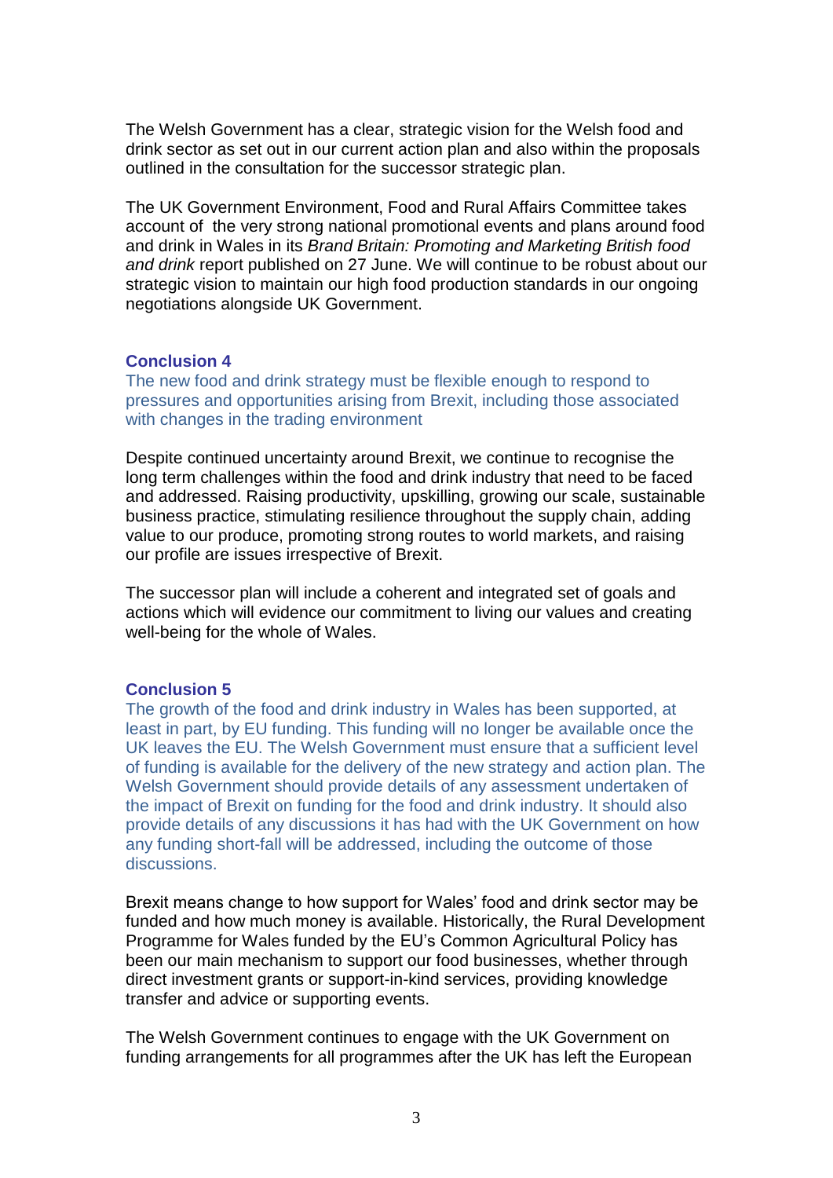The Welsh Government has a clear, strategic vision for the Welsh food and drink sector as set out in our current action plan and also within the proposals outlined in the consultation for the successor strategic plan.

The UK Government Environment, Food and Rural Affairs Committee takes account of the very strong national promotional events and plans around food and drink in Wales in its *Brand Britain: Promoting and Marketing British food and drink* report published on 27 June. We will continue to be robust about our strategic vision to maintain our high food production standards in our ongoing negotiations alongside UK Government.

### Conclusion 4

The new food and drink strategy must be flexible enough to respond to pressures and opportunities arising from Brexit, including those associated with changes in the trading environment

Despite continued uncertainty around Brexit, we continue to recognise the long term challenges within the food and drink industry that need to be faced and addressed. Raising productivity, upskilling, growing our scale, sustainable business practice, stimulating resilience throughout the supply chain, adding value to our produce, promoting strong routes to world markets, and raising our profile are issues irrespective of Brexit.

The successor plan will include a coherent and integrated set of goals and actions which will evidence our commitment to living our values and creating well-being for the whole of Wales.

### Conclusion 5

The growth of the food and drink industry in Wales has been supported, at least in part, by EU funding. This funding will no longer be available once the UK leaves the EU. The Welsh Government must ensure that a sufficient level of funding is available for the delivery of the new strategy and action plan. The Welsh Government should provide details of any assessment undertaken of the impact of Brexit on funding for the food and drink industry. It should also provide details of any discussions it has had with the UK Government on how any funding short-fall will be addressed, including the outcome of those discussions.

Brexit means change to how support for Wales' food and drink sector may be funded and how much money is available. Historically, the Rural Development Programme for Wales funded by the EU's Common Agricultural Policy has been our main mechanism to support our food businesses, whether through direct investment grants or support-in-kind services, providing knowledge transfer and advice or supporting events.

The Welsh Government continues to engage with the UK Government on funding arrangements for all programmes after the UK has left the European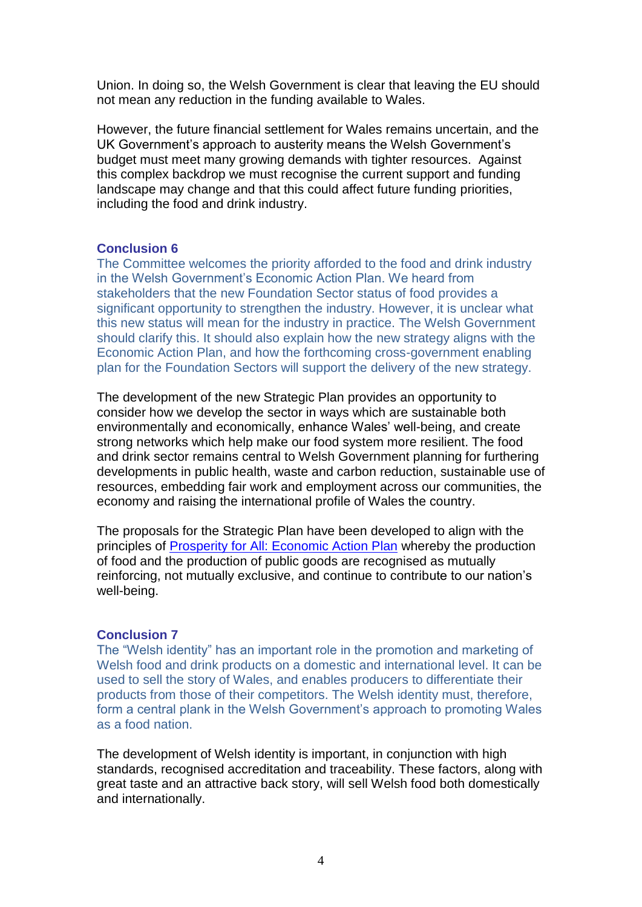Union. In doing so, the Welsh Government is clear that leaving the EU should not mean any reduction in the funding available to Wales.

However, the future financial settlement for Wales remains uncertain, and the UK Government's approach to austerity means the Welsh Government's budget must meet many growing demands with tighter resources. Against this complex backdrop we must recognise the current support and funding landscape may change and that this could affect future funding priorities, including the food and drink industry.

### Conclusion 6

The Committee welcomes the priority afforded to the food and drink industry in the Welsh Government's Economic Action Plan. We heard from stakeholders that the new Foundation Sector status of food provides a significant opportunity to strengthen the industry. However, it is unclear what this new status will mean for the industry in practice. The Welsh Government should clarify this. It should also explain how the new strategy aligns with the Economic Action Plan, and how the forthcoming cross-government enabling plan for the Foundation Sectors will support the delivery of the new strategy.

The development of the new Strategic Plan provides an opportunity to consider how we develop the sector in ways which are sustainable both environmentally and economically, enhance Wales' well-being, and create strong networks which help make our food system more resilient. The food and drink sector remains central to Welsh Government planning for furthering developments in public health, waste and carbon reduction, sustainable use of resources, embedding fair work and employment across our communities, the economy and raising the international profile of Wales the country.

The proposals for the Strategic Plan have been developed to align with the principles of Prosperity for All: Economic Action Plan whereby the production of food and the production of public goods are recognised as mutually reinforcing, not mutually exclusive, and continue to contribute to our nation's well-being.

### Conclusion 7

The "Welsh identity" has an important role in the promotion and marketing of Welsh food and drink products on a domestic and international level. It can be used to sell the story of Wales, and enables producers to differentiate their products from those of their competitors. The Welsh identity must, therefore, form a central plank in the Welsh Government's approach to promoting Wales as a food nation.

The development of Welsh identity is important, in conjunction with high standards, recognised accreditation and traceability. These factors, along with great taste and an attractive back story, will sell Welsh food both domestically and internationally.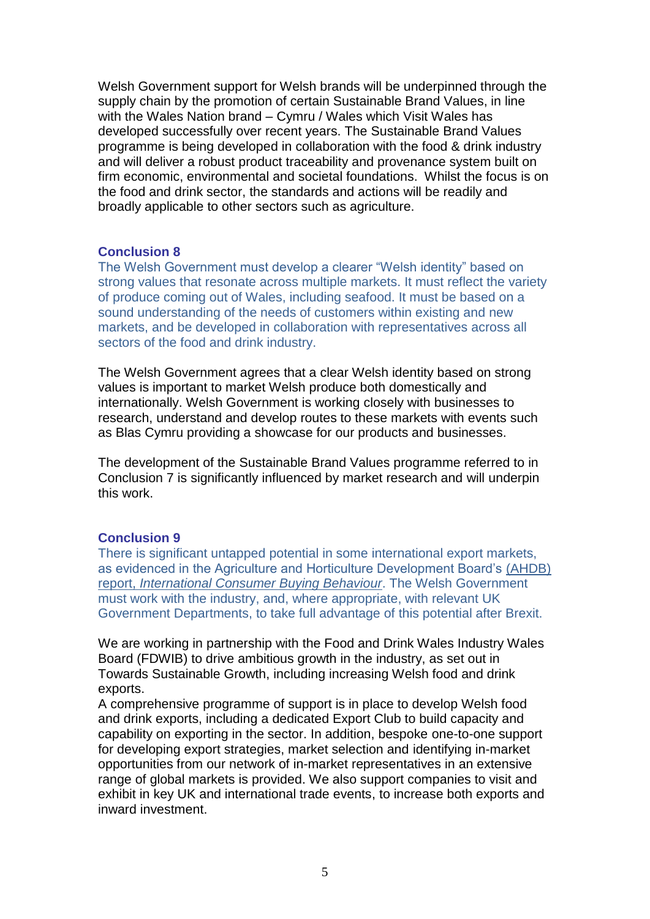Welsh Government support for Welsh brands will be underpinned through the supply chain by the promotion of certain Sustainable Brand Values, in line with the Wales Nation brand – Cymru / Wales which Visit Wales has developed successfully over recent years. The Sustainable Brand Values programme is being developed in collaboration with the food & drink industry and will deliver a robust product traceability and provenance system built on firm economic, environmental and societal foundations. Whilst the focus is on the food and drink sector, the standards and actions will be readily and broadly applicable to other sectors such as agriculture.

**Conclusion 8**

The Welsh Government must develop a clearer "Welsh identity" based on strong values that resonate across multiple markets. It must reflect the variety of produce coming out of Wales, including seafood. It must be based on a sound understanding of the needs of customers within existing and new markets, and be developed in collaboration with representatives across all sectors of the food and drink industry.

The Welsh Government agrees that a clear Welsh identity based on strong values is important to market Welsh produce both domestically and internationally. Welsh Government is working closely with businesses to research, understand and develop routes to these markets with events such as Blas Cymru providing a showcase for our products and businesses.

The development of the Sustainable Brand Values programme referred to in Conclusion 7 is significantly influenced by market research and will underpin this work.

**Conclusion 9**

There is significant untapped potential in some international export markets, as evidenced in the Agriculture and Horticulture Development Board's (AHDB) report, *International Consumer Buying Behaviour*. The Welsh Government must work with the industry, and, where appropriate, with relevant UK Government Departments, to take full advantage of this potential after Brexit.

We are working in partnership with the Food and Drink Wales Industry Wales Board (FDWIB) to drive ambitious growth in the industry, as set out in Towards Sustainable Growth, including increasing Welsh food and drink exports.

A comprehensive programme of support is in place to develop Welsh food and drink exports, including a dedicated Export Club to build capacity and capability on exporting in the sector. In addition, bespoke one-to-one support for developing export strategies, market selection and identifying in-market opportunities from our network of in-market representatives in an extensive range of global markets is provided. We also support companies to visit and exhibit in key UK and international trade events, to increase both exports and inward investment.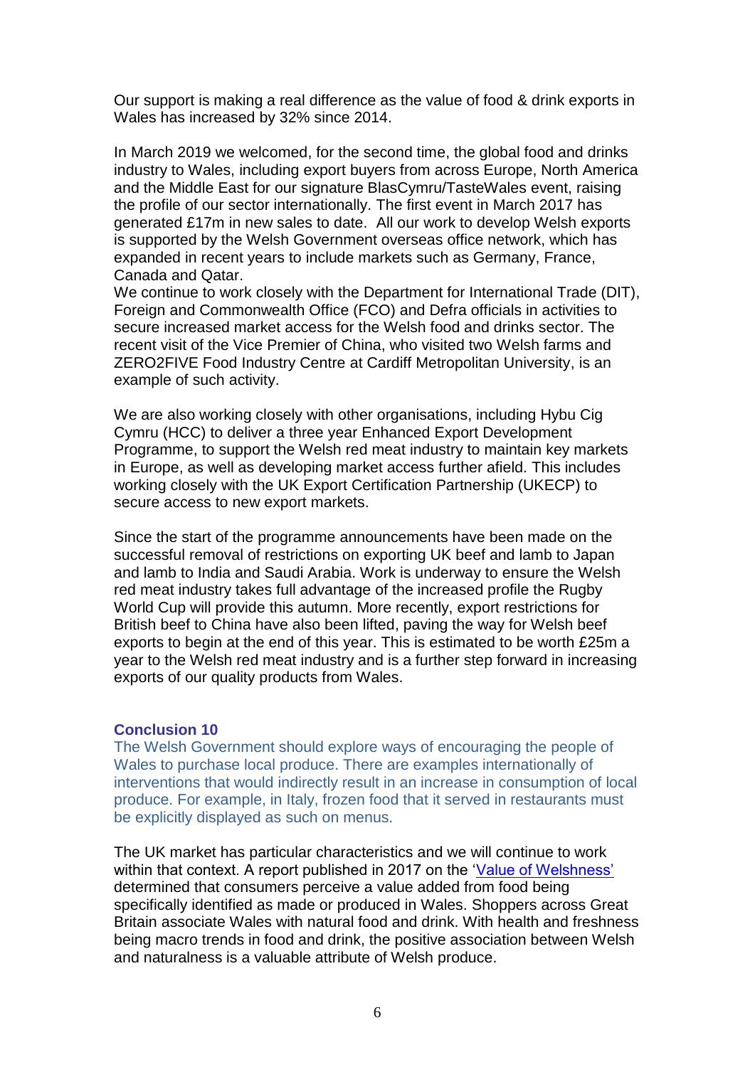Our support is making a real difference as the value of food & drink exports in Wales has increased by 32% since 2014.

In March 2019 we welcomed, for the second time, the global food and drinks industry to Wales, including export buyers from across Europe, North America and the Middle East for our signature BlasCymru/TasteWales event, raising the profile of our sector internationally. The first event in March 2017 has generated £17m in new sales to date. All our work to develop Welsh exports is supported by the Welsh Government overseas office network, which has expanded in recent years to include markets such as Germany, France, Canada and Qatar.

We continue to work closely with the Department for International Trade (DIT), Foreign and Commonwealth Office (FCO) and Defra officials in activities to secure increased market access for the Welsh food and drinks sector. The recent visit of the Vice Premier of China, who visited two Welsh farms and ZERO2FIVE Food Industry Centre at Cardiff Metropolitan University, is an example of such activity.

We are also working closely with other organisations, including Hybu Cig Cymru (HCC) to deliver a three year Enhanced Export Development Programme, to support the Welsh red meat industry to maintain key markets in Europe, as well as developing market access further afield. This includes working closely with the UK Export Certification Partnership (UKECP) to secure access to new export markets.

Since the start of the programme announcements have been made on the successful removal of restrictions on exporting UK beef and lamb to Japan and lamb to India and Saudi Arabia. Work is underway to ensure the Welsh red meat industry takes full advantage of the increased profile the Rugby World Cup will provide this autumn. More recently, export restrictions for British beef to China have also been lifted, paving the way for Welsh beef exports to begin at the end of this year. This is estimated to be worth £25m a year to the Welsh red meat industry and is a further step forward in increasing exports of our quality products from Wales.

### Conclusion 10

The Welsh Government should explore ways of encouraging the people of Wales to purchase local produce. There are examples internationally of interventions that would indirectly result in an increase in consumption of local produce. For example, in Italy, frozen food that it served in restaurants must be explicitly displayed as such on menus.

The UK market has particular characteristics and we will continue to work within that context. A report published in 2017 on the 'Value of Welshness' determined that consumers perceive a value added from food being specifically identified as made or produced in Wales. Shoppers across Great Britain associate Wales with natural food and drink. With health and freshness being macro trends in food and drink, the positive association between Welsh and naturalness is a valuable attribute of Welsh produce.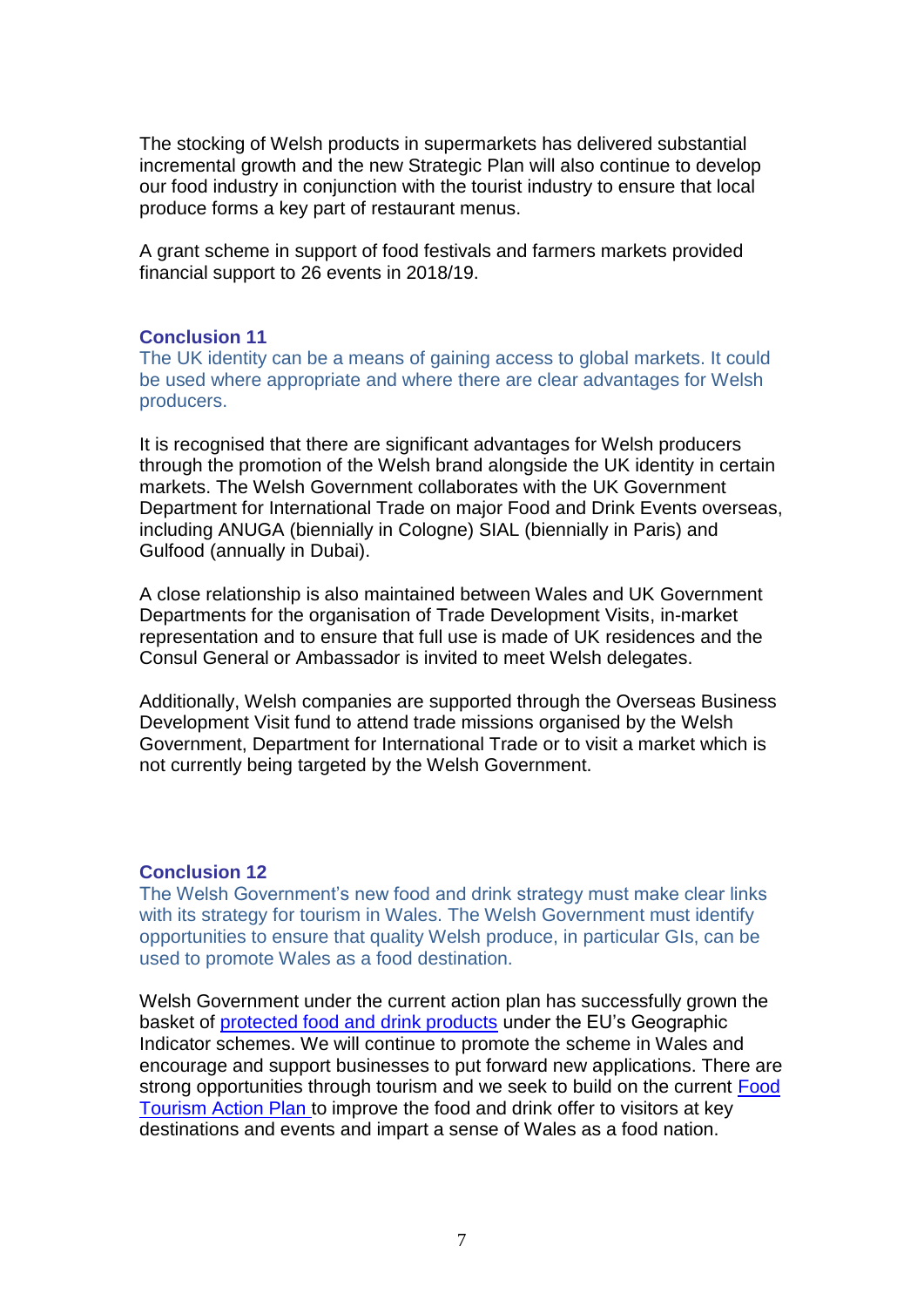The stocking of Welsh products in supermarkets has delivered substantial incremental growth and the new Strategic Plan will also continue to develop our food industry in conjunction with the tourist industry to ensure that local produce forms a key part of restaurant menus.

A grant scheme in support of food festivals and farmers markets provided financial support to 26 events in 2018/19.

### Conclusion 11

The UK identity can be a means of gaining access to global markets. It could be used where appropriate and where there are clear advantages for Welsh producers.

It is recognised that there are significant advantages for Welsh producers through the promotion of the Welsh brand alongside the UK identity in certain markets. The Welsh Government collaborates with the UK Government Department for International Trade on major Food and Drink Events overseas, including ANUGA (biennially in Cologne) SIAL (biennially in Paris) and Gulfood (annually in Dubai).

A close relationship is also maintained between Wales and UK Government Departments for the organisation of Trade Development Visits, in-market representation and to ensure that full use is made of UK residences and the Consul General or Ambassador is invited to meet Welsh delegates.

Additionally, Welsh companies are supported through the Overseas Business Development Visit fund to attend trade missions organised by the Welsh Government, Department for International Trade or to visit a market which is not currently being targeted by the Welsh Government.

### Conclusion 12

The Welsh Government's new food and drink strategy must make clear links with its strategy for tourism in Wales. The Welsh Government must identify opportunities to ensure that quality Welsh produce, in particular GIs, can be used to promote Wales as a food destination.

Welsh Government under the current action plan has successfully grown the basket of protected food and drink products under the EU's Geographic Indicator schemes. We will continue to promote the scheme in Wales and encourage and support businesses to put forward new applications. There are strong opportunities through tourism and we seek to build on the current Food Tourism Action Plan to improve the food and drink offer to visitors at key destinations and events and impart a sense of Wales as a food nation.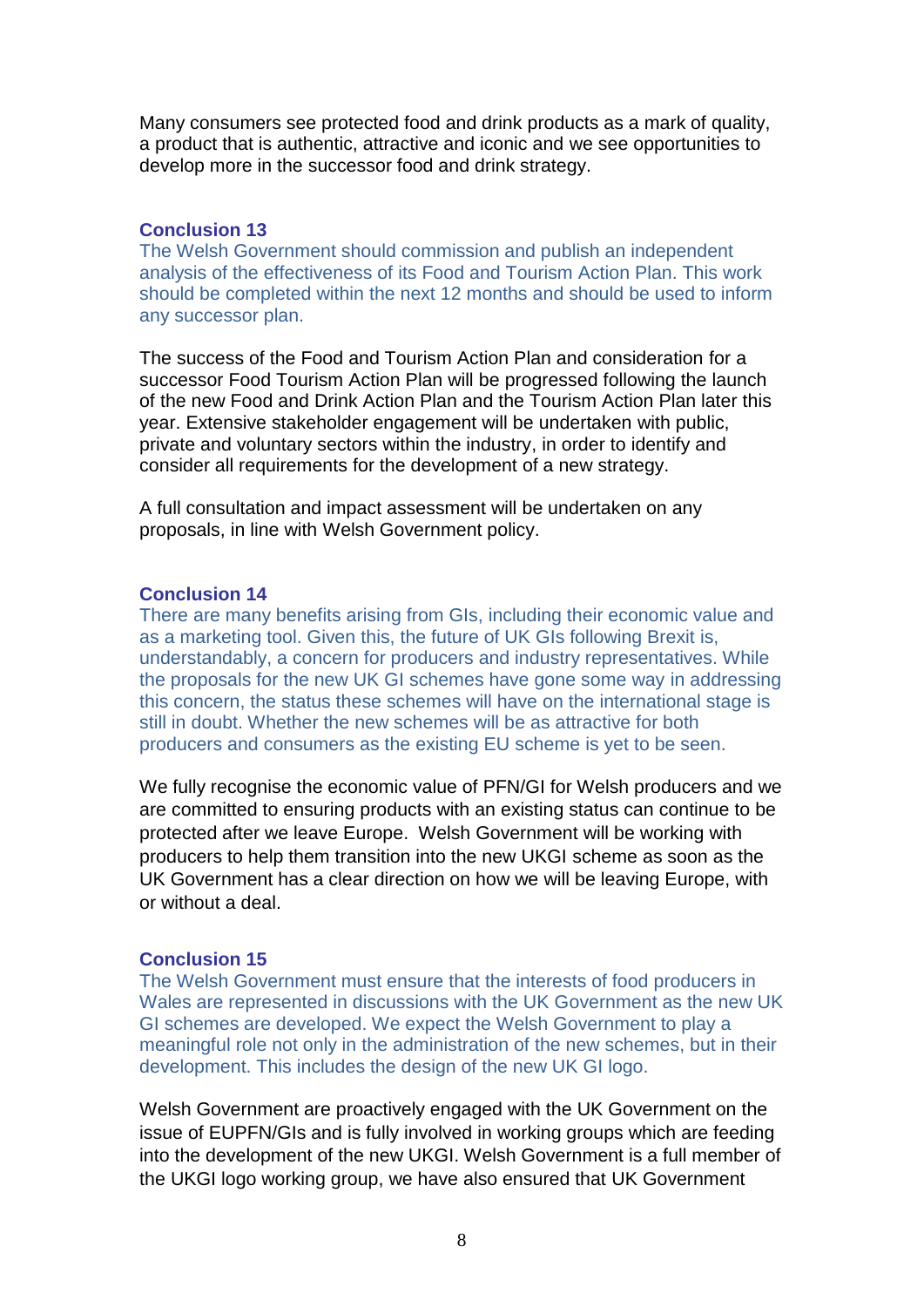Many consumers see protected food and drink products as a mark of quality, a product that is authentic, attractive and iconic and we see opportunities to develop more in the successor food and drink strategy.

**Conclusion 13**

The Welsh Government should commission and publish an independent analysis of the effectiveness of its Food and Tourism Action Plan. This work should be completed within the next 12 months and should be used to inform any successor plan.

The success of the Food and Tourism Action Plan and consideration for a successor Food Tourism Action Plan will be progressed following the launch of the new Food and Drink Action Plan and the Tourism Action Plan later this year. Extensive stakeholder engagement will be undertaken with public, private and voluntary sectors within the industry, in order to identify and consider all requirements for the development of a new strategy.

A full consultation and impact assessment will be undertaken on any proposals, in line with Welsh Government policy.

**Conclusion 14**

There are many benefits arising from GIs, including their economic value and as a marketing tool. Given this, the future of UK GIs following Brexit is, understandably, a concern for producers and industry representatives. While the proposals for the new UK GI schemes have gone some way in addressing this concern, the status these schemes will have on the international stage is still in doubt. Whether the new schemes will be as attractive for both producers and consumers as the existing EU scheme is yet to be seen.

We fully recognise the economic value of PFN/GI for Welsh producers and we are committed to ensuring products with an existing status can continue to be protected after we leave Europe. Welsh Government will be working with producers to help them transition into the new UKGI scheme as soon as the UK Government has a clear direction on how we will be leaving Europe, with or without a deal.

**Conclusion 15**

The Welsh Government must ensure that the interests of food producers in Wales are represented in discussions with the UK Government as the new UK GI schemes are developed. We expect the Welsh Government to play a meaningful role not only in the administration of the new schemes, but in their development. This includes the design of the new UK GI logo.

Welsh Government are proactively engaged with the UK Government on the issue of EUPFN/GIs and is fully involved in working groups which are feeding into the development of the new UKGI. Welsh Government is a full member of the UKGI logo working group, we have also ensured that UK Government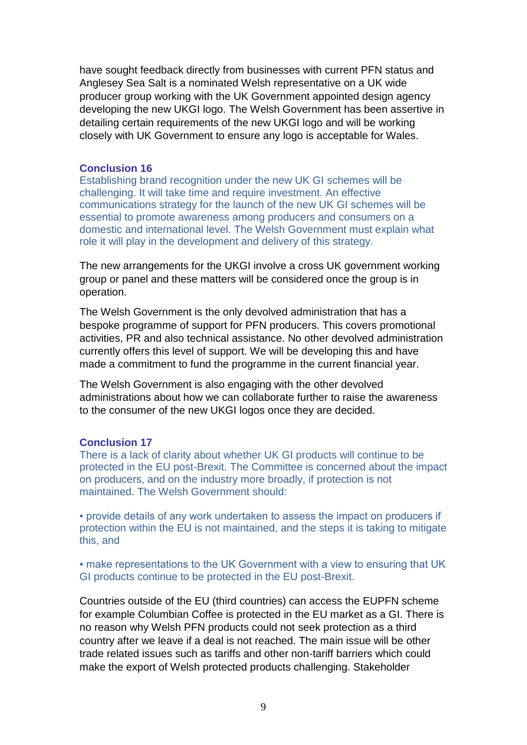have sought feedback directly from businesses with current PFN status and Anglesey Sea Salt is a nominated Welsh representative on a UK wide producer group working with the UK Government appointed design agency developing the new UKGI logo. The Welsh Government has been assertive in detailing certain requirements of the new UKGI logo and will be working closely with UK Government to ensure any logo is acceptable for Wales.

### Conclusion 16

Establishing brand recognition under the new UK GI schemes will be challenging. It will take time and require investment. An effective communications strategy for the launch of the new UK GI schemes will be essential to promote awareness among producers and consumers on a domestic and international level. The Welsh Government must explain what role it will play in the development and delivery of this strategy.

The new arrangements for the UKGI involve a cross UK government working group or panel and these matters will be considered once the group is in operation.

The Welsh Government is the only devolved administration that has a bespoke programme of support for PFN producers. This covers promotional activities, PR and also technical assistance. No other devolved administration currently offers this level of support. We will be developing this and have made a commitment to fund the programme in the current financial year.

The Welsh Government is also engaging with the other devolved administrations about how we can collaborate further to raise the awareness to the consumer of the new UKGI logos once they are decided.

### Conclusion 17

There is a lack of clarity about whether UK GI products will continue to be protected in the EU post-Brexit. The Committee is concerned about the impact on producers, and on the industry more broadly, if protection is not maintained. The Welsh Government should:

- provide details of any work undertaken to assess the impact on producers if protection within the EU is not maintained, and the steps it is taking to mitigate this, and

- make representations to the UK Government with a view to ensuring that UK GI products continue to be protected in the EU post-Brexit.

Countries outside of the EU (third countries) can access the EUPFN scheme for example Columbian Coffee is protected in the EU market as a GI. There is no reason why Welsh PFN products could not seek protection as a third country after we leave if a deal is not reached. The main issue will be other trade related issues such as tariffs and other non-tariff barriers which could make the export of Welsh protected products challenging. Stakeholder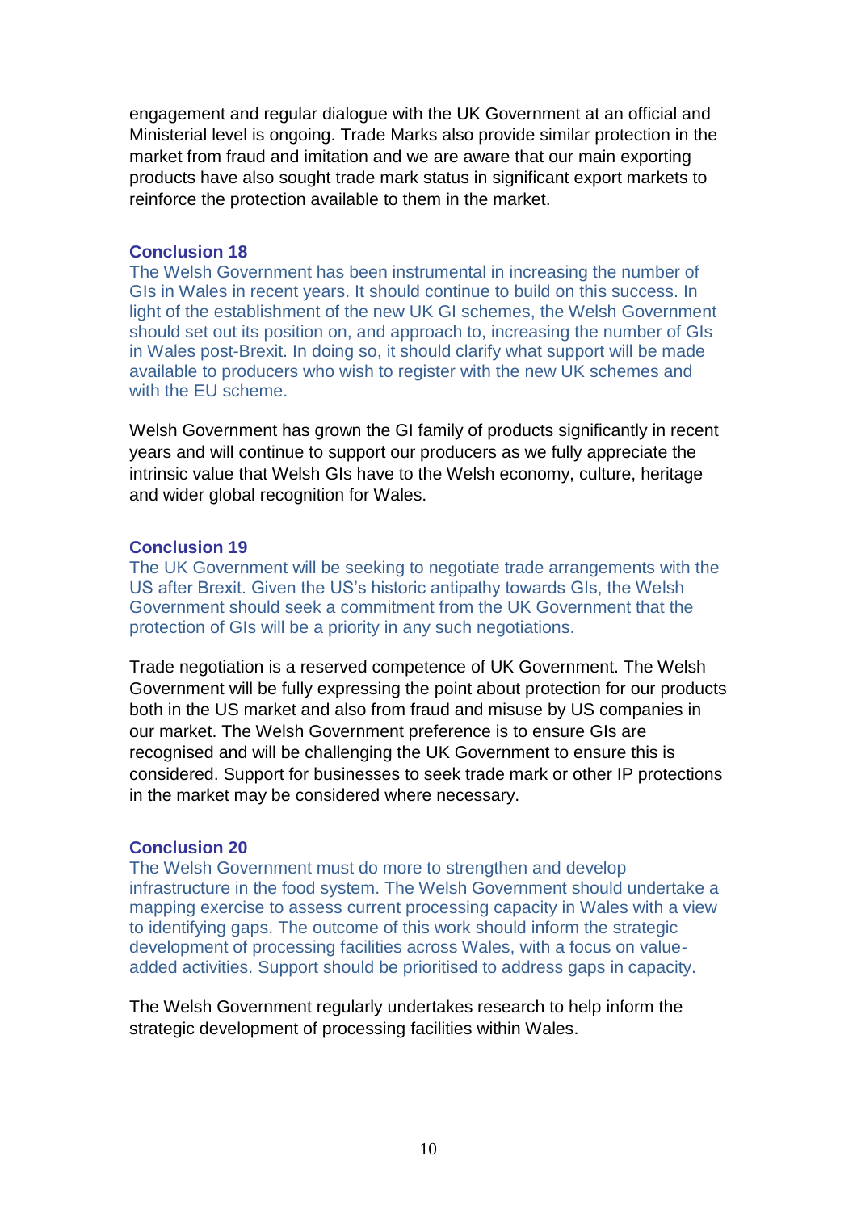engagement and regular dialogue with the UK Government at an official and Ministerial level is ongoing. Trade Marks also provide similar protection in the market from fraud and imitation and we are aware that our main exporting products have also sought trade mark status in significant export markets to reinforce the protection available to them in the market.

### Conclusion 18

The Welsh Government has been instrumental in increasing the number of GIs in Wales in recent years. It should continue to build on this success. In light of the establishment of the new UK GI schemes, the Welsh Government should set out its position on, and approach to, increasing the number of GIs in Wales post-Brexit. In doing so, it should clarify what support will be made available to producers who wish to register with the new UK schemes and with the EU scheme.

Welsh Government has grown the GI family of products significantly in recent years and will continue to support our producers as we fully appreciate the intrinsic value that Welsh GIs have to the Welsh economy, culture, heritage and wider global recognition for Wales.

### Conclusion 19

The UK Government will be seeking to negotiate trade arrangements with the US after Brexit. Given the US's historic antipathy towards GIs, the Welsh Government should seek a commitment from the UK Government that the protection of GIs will be a priority in any such negotiations.

Trade negotiation is a reserved competence of UK Government. The Welsh Government will be fully expressing the point about protection for our products both in the US market and also from fraud and misuse by US companies in our market. The Welsh Government preference is to ensure GIs are recognised and will be challenging the UK Government to ensure this is considered. Support for businesses to seek trade mark or other IP protections in the market may be considered where necessary.

### Conclusion 20

The Welsh Government must do more to strengthen and develop infrastructure in the food system. The Welsh Government should undertake a mapping exercise to assess current processing capacity in Wales with a view to identifying gaps. The outcome of this work should inform the strategic development of processing facilities across Wales, with a focus on value-added activities. Support should be prioritised to address gaps in capacity.

The Welsh Government regularly undertakes research to help inform the strategic development of processing facilities within Wales.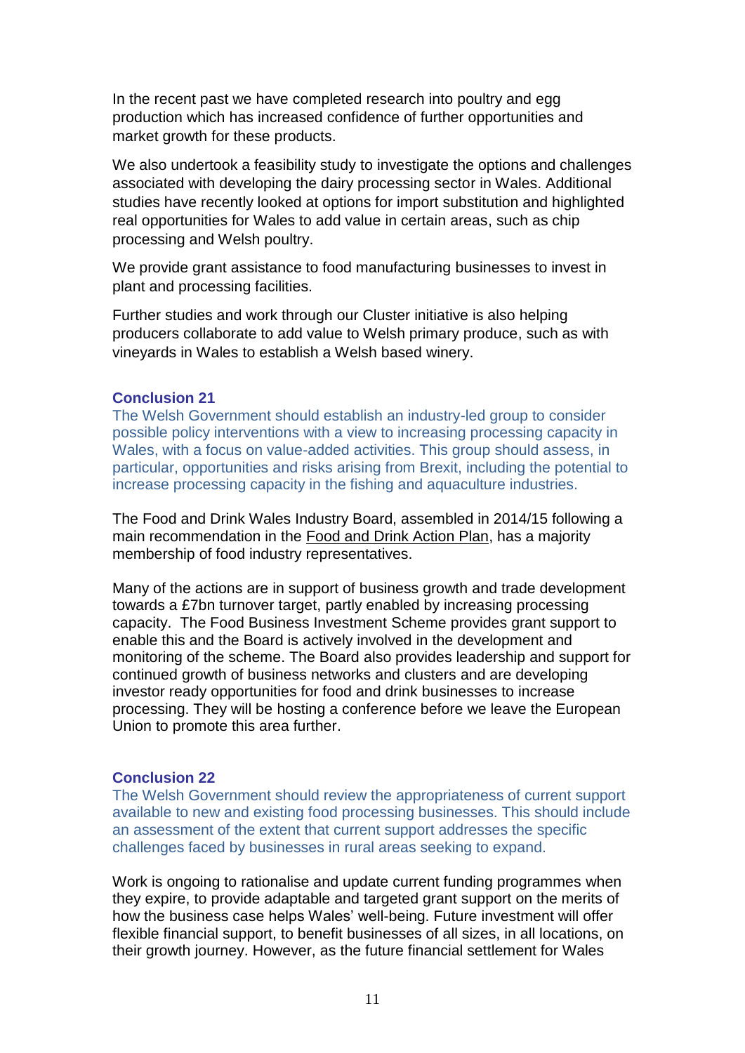In the recent past we have completed research into poultry and egg production which has increased confidence of further opportunities and market growth for these products.

We also undertook a feasibility study to investigate the options and challenges associated with developing the dairy processing sector in Wales. Additional studies have recently looked at options for import substitution and highlighted real opportunities for Wales to add value in certain areas, such as chip processing and Welsh poultry.

We provide grant assistance to food manufacturing businesses to invest in plant and processing facilities.

Further studies and work through our Cluster initiative is also helping producers collaborate to add value to Welsh primary produce, such as with vineyards in Wales to establish a Welsh based winery.

### Conclusion 21

The Welsh Government should establish an industry-led group to consider possible policy interventions with a view to increasing processing capacity in Wales, with a focus on value-added activities. This group should assess, in particular, opportunities and risks arising from Brexit, including the potential to increase processing capacity in the fishing and aquaculture industries.

The Food and Drink Wales Industry Board, assembled in 2014/15 following a main recommendation in the Food and Drink Action Plan, has a majority membership of food industry representatives.

Many of the actions are in support of business growth and trade development towards a £7bn turnover target, partly enabled by increasing processing capacity. The Food Business Investment Scheme provides grant support to enable this and the Board is actively involved in the development and monitoring of the scheme. The Board also provides leadership and support for continued growth of business networks and clusters and are developing investor ready opportunities for food and drink businesses to increase processing. They will be hosting a conference before we leave the European Union to promote this area further.

### Conclusion 22

The Welsh Government should review the appropriateness of current support available to new and existing food processing businesses. This should include an assessment of the extent that current support addresses the specific challenges faced by businesses in rural areas seeking to expand.

Work is ongoing to rationalise and update current funding programmes when they expire, to provide adaptable and targeted grant support on the merits of how the business case helps Wales' well-being. Future investment will offer flexible financial support, to benefit businesses of all sizes, in all locations, on their growth journey. However, as the future financial settlement for Wales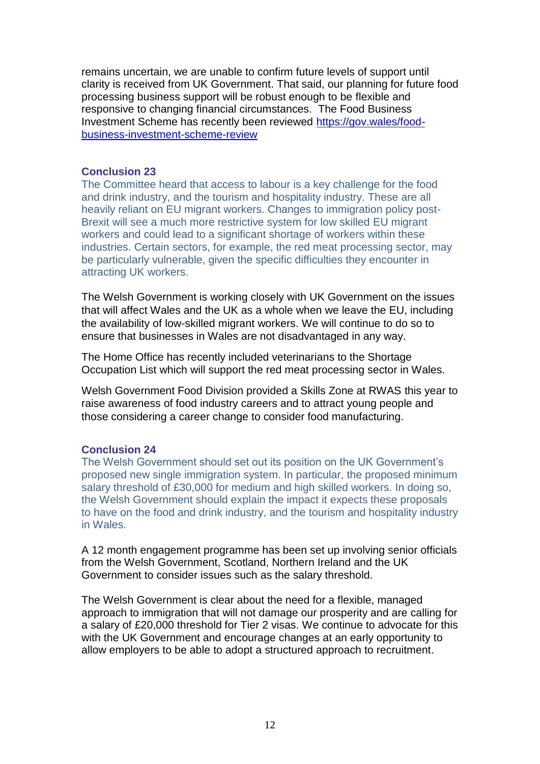remains uncertain, we are unable to confirm future levels of support until clarity is received from UK Government. That said, our planning for future food processing business support will be robust enough to be flexible and responsive to changing financial circumstances. The Food Business Investment Scheme has recently been reviewed [https://gov.wales/food-business-investment-scheme-review](https://gov.wales/food-business-investment-scheme-review)

### Conclusion 23

The Committee heard that access to labour is a key challenge for the food and drink industry, and the tourism and hospitality industry. These are all heavily reliant on EU migrant workers. Changes to immigration policy post-Brexit will see a much more restrictive system for low skilled EU migrant workers and could lead to a significant shortage of workers within these industries. Certain sectors, for example, the red meat processing sector, may be particularly vulnerable, given the specific difficulties they encounter in attracting UK workers.

The Welsh Government is working closely with UK Government on the issues that will affect Wales and the UK as a whole when we leave the EU, including the availability of low-skilled migrant workers. We will continue to do so to ensure that businesses in Wales are not disadvantaged in any way.

The Home Office has recently included veterinarians to the Shortage Occupation List which will support the red meat processing sector in Wales.

Welsh Government Food Division provided a Skills Zone at RWAS this year to raise awareness of food industry careers and to attract young people and those considering a career change to consider food manufacturing.

### Conclusion 24

The Welsh Government should set out its position on the UK Government's proposed new single immigration system. In particular, the proposed minimum salary threshold of £30,000 for medium and high skilled workers. In doing so, the Welsh Government should explain the impact it expects these proposals to have on the food and drink industry, and the tourism and hospitality industry in Wales.

A 12 month engagement programme has been set up involving senior officials from the Welsh Government, Scotland, Northern Ireland and the UK Government to consider issues such as the salary threshold.

The Welsh Government is clear about the need for a flexible, managed approach to immigration that will not damage our prosperity and are calling for a salary of £20,000 threshold for Tier 2 visas. We continue to advocate for this with the UK Government and encourage changes at an early opportunity to allow employers to be able to adopt a structured approach to recruitment.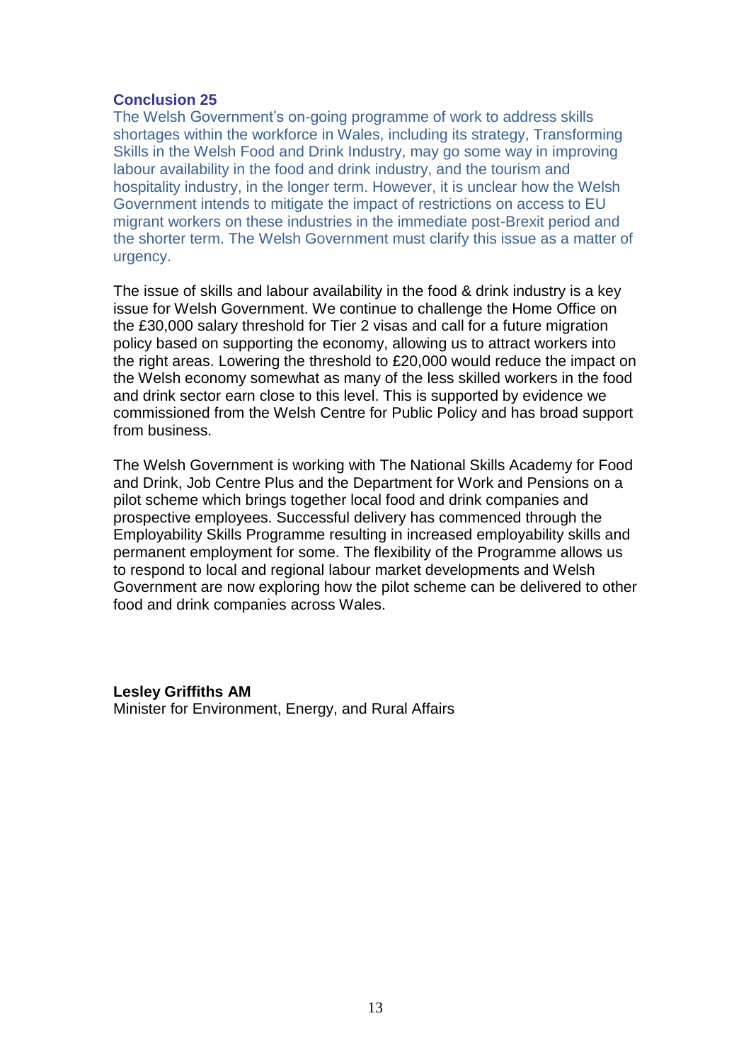**Conclusion 25**

The Welsh Government's on-going programme of work to address skills shortages within the workforce in Wales, including its strategy, Transforming Skills in the Welsh Food and Drink Industry, may go some way in improving labour availability in the food and drink industry, and the tourism and hospitality industry, in the longer term. However, it is unclear how the Welsh Government intends to mitigate the impact of restrictions on access to EU migrant workers on these industries in the immediate post-Brexit period and the shorter term. The Welsh Government must clarify this issue as a matter of urgency.

The issue of skills and labour availability in the food & drink industry is a key issue for Welsh Government. We continue to challenge the Home Office on the £30,000 salary threshold for Tier 2 visas and call for a future migration policy based on supporting the economy, allowing us to attract workers into the right areas. Lowering the threshold to £20,000 would reduce the impact on the Welsh economy somewhat as many of the less skilled workers in the food and drink sector earn close to this level. This is supported by evidence we commissioned from the Welsh Centre for Public Policy and has broad support from business.

The Welsh Government is working with The National Skills Academy for Food and Drink, Job Centre Plus and the Department for Work and Pensions on a pilot scheme which brings together local food and drink companies and prospective employees. Successful delivery has commenced through the Employability Skills Programme resulting in increased employability skills and permanent employment for some. The flexibility of the Programme allows us to respond to local and regional labour market developments and Welsh Government are now exploring how the pilot scheme can be delivered to other food and drink companies across Wales.

**Lesley Griffiths AM**
Minister for Environment, Energy, and Rural Affairs